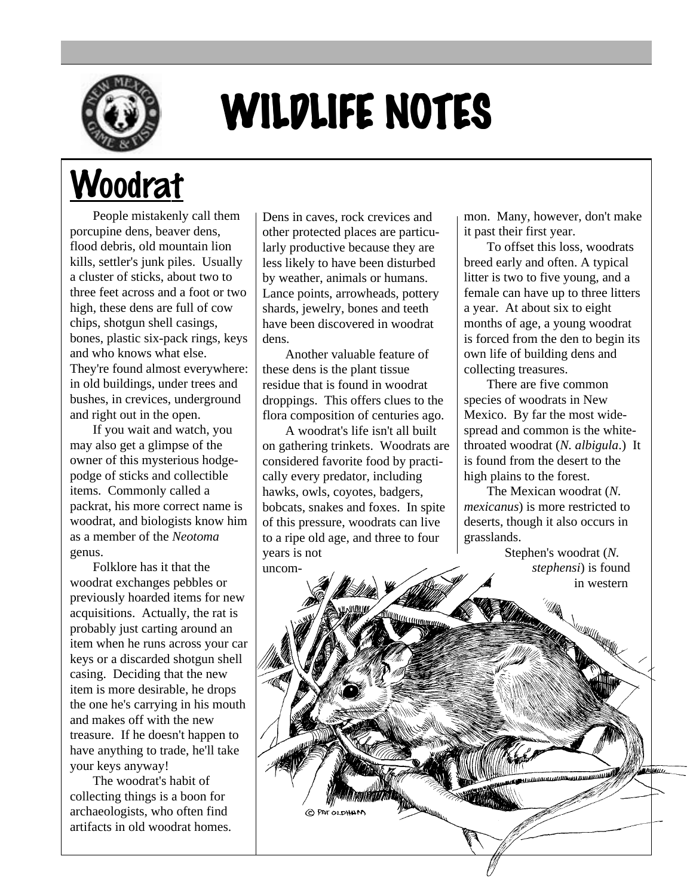# WILDLIFE NOTES

## Woodrat

People mistakenly call them porcupine dens, beaver dens, flood debris, old mountain lion kills, settler's junk piles. Usually a cluster of sticks, about two to three feet across and a foot or two high, these dens are full of cow chips, shotgun shell casings, bones, plastic six-pack rings, keys and who knows what else. They're found almost everywhere: in old buildings, under trees and bushes, in crevices, underground and right out in the open.

If you wait and watch, you may also get a glimpse of the owner of this mysterious hodge-podge of sticks and collectible items. Commonly called a packrat, his more correct name is woodrat, and biologists know him as a member of the *Neotoma* genus.

Folklore has it that the woodrat exchanges pebbles or previously hoarded items for new acquisitions. Actually, the rat is probably just carting around an item when he runs across your car keys or a discarded shotgun shell casing. Deciding that the new item is more desirable, he drops the one he's carrying in his mouth and makes off with the new treasure. If he doesn't happen to have anything to trade, he'll take your keys anyway!

The woodrat's habit of collecting things is a boon for archaeologists, who often find artifacts in old woodrat homes. Dens in caves, rock crevices and other protected places are particularly productive because they are less likely to have been disturbed by weather, animals or humans. Lance points, arrowheads, pottery shards, jewelry, bones and teeth have been discovered in woodrat dens.

Another valuable feature of these dens is the plant tissue residue that is found in woodrat droppings. This offers clues to the flora composition of centuries ago.

A woodrat's life isn't all built on gathering trinkets. Woodrats are considered favorite food by practically every predator, including hawks, owls, coyotes, badgers, bobcats, snakes and foxes. In spite of this pressure, woodrats can live to a ripe old age, and three to four years is not uncommon. Many, however, don't make it past their first year.

To offset this loss, woodrats breed early and often. A typical litter is two to five young, and a female can have up to three litters a year. At about six to eight months of age, a young woodrat is forced from the den to begin its own life of building dens and collecting treasures.

There are five common species of woodrats in New Mexico. By far the most widespread and common is the white-throated woodrat (*N. albigula*.) It is found from the desert to the high plains to the forest.

The Mexican woodrat (*N. mexicanus*) is more restricted to deserts, though it also occurs in grasslands.

Stephen's woodrat (*N. stephensi*) is found in western

© PAT OLDHAM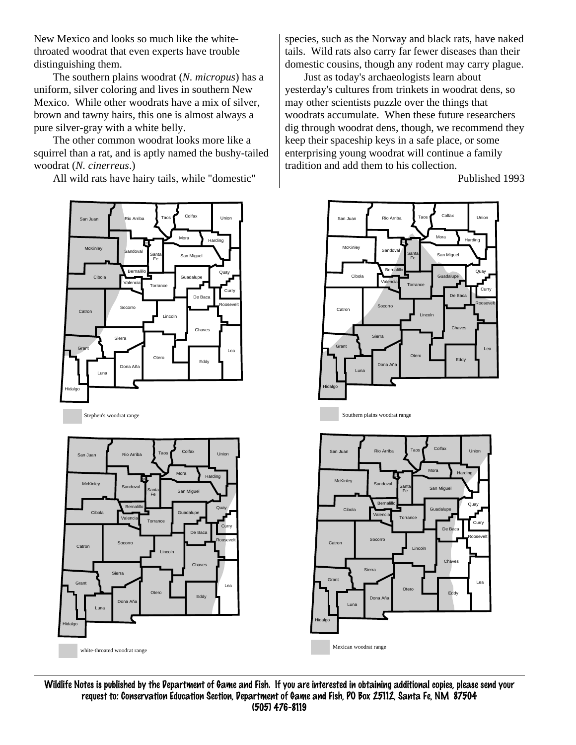New Mexico and looks so much like the white-throated woodrat that even experts have trouble distinguishing them.

The southern plains woodrat (*N. micropus*) has a uniform, silver coloring and lives in southern New Mexico. While other woodrats have a mix of silver, brown and tawny hairs, this one is almost always a pure silver-gray with a white belly.

The other common woodrat looks more like a squirrel than a rat, and is aptly named the bushy-tailed woodrat (*N. cinerreus*.)

All wild rats have hairy tails, while "domestic" species, such as the Norway and black rats, have naked tails. Wild rats also carry far fewer diseases than their domestic cousins, though any rodent may carry plague.

Just as today's archaeologists learn about yesterday's cultures from trinkets in woodrat dens, so may other scientists puzzle over the things that woodrats accumulate. When these future researchers dig through woodrat dens, though, we recommend they keep their spaceship keys in a safe place, or some enterprising young woodrat will continue a family tradition and add them to his collection.

Published 1993

Stephen's woodrat range

Southern plains woodrat range

white-throated woodrat range

Mexican woodrat range

Wildlife Notes is published by the Department of Game and Fish. If you are interested in obtaining additional copies, please send your request to: Conservation Education Section, Department of Game and Fish, PO Box 25112, Santa Fe, NM 87504 (505) 476-8119